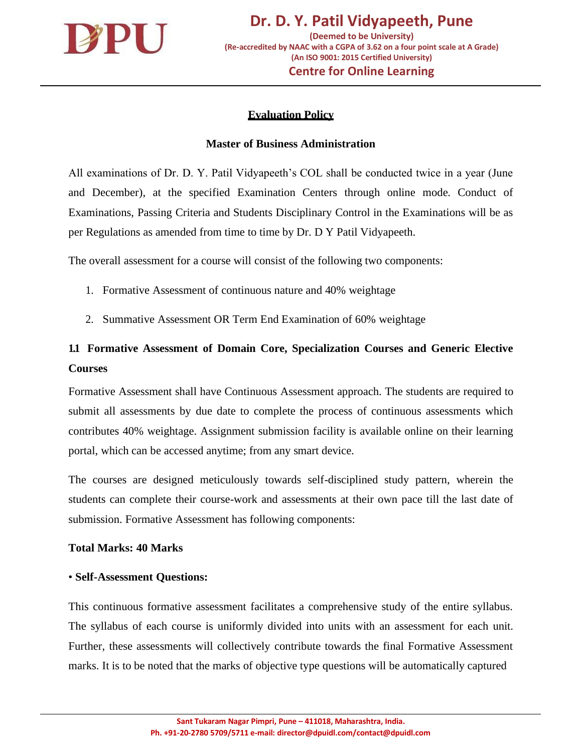# Dr. D. Y. Patil Vidyapeeth, Pune

**(Deemed to be University)**
**(Re-accredited by NAAC with a CGPA of 3.62 on a four point scale at A Grade)**
**(An ISO 9001: 2015 Certified University)**

**Centre for Online Learning**

---

## Evaluation Policy

### Master of Business Administration

All examinations of Dr. D. Y. Patil Vidyapeeth's COL shall be conducted twice in a year (June and December), at the specified Examination Centers through online mode. Conduct of Examinations, Passing Criteria and Students Disciplinary Control in the Examinations will be as per Regulations as amended from time to time by Dr. D Y Patil Vidyapeeth.

The overall assessment for a course will consist of the following two components:

1. Formative Assessment of continuous nature and 40% weightage
2. Summative Assessment OR Term End Examination of 60% weightage

### 1.1 Formative Assessment of Domain Core, Specialization Courses and Generic Elective Courses

Formative Assessment shall have Continuous Assessment approach. The students are required to submit all assessments by due date to complete the process of continuous assessments which contributes 40% weightage. Assignment submission facility is available online on their learning portal, which can be accessed anytime; from any smart device.

The courses are designed meticulously towards self-disciplined study pattern, wherein the students can complete their course-work and assessments at their own pace till the last date of submission. Formative Assessment has following components:

**Total Marks: 40 Marks**

• **Self-Assessment Questions:**

This continuous formative assessment facilitates a comprehensive study of the entire syllabus. The syllabus of each course is uniformly divided into units with an assessment for each unit. Further, these assessments will collectively contribute towards the final Formative Assessment marks. It is to be noted that the marks of objective type questions will be automatically captured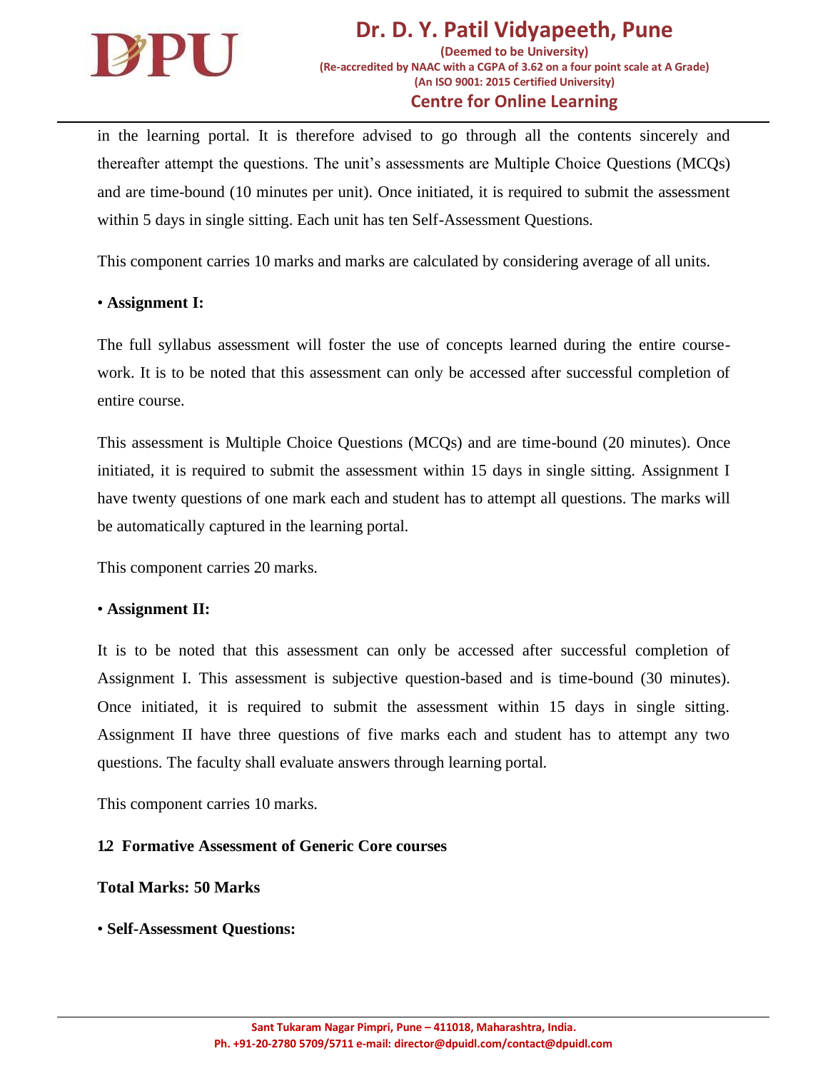in the learning portal. It is therefore advised to go through all the contents sincerely and thereafter attempt the questions. The unit's assessments are Multiple Choice Questions (MCQs) and are time-bound (10 minutes per unit). Once initiated, it is required to submit the assessment within 5 days in single sitting. Each unit has ten Self-Assessment Questions.

This component carries 10 marks and marks are calculated by considering average of all units.

• **Assignment I:**

The full syllabus assessment will foster the use of concepts learned during the entire course-work. It is to be noted that this assessment can only be accessed after successful completion of entire course.

This assessment is Multiple Choice Questions (MCQs) and are time-bound (20 minutes). Once initiated, it is required to submit the assessment within 15 days in single sitting. Assignment I have twenty questions of one mark each and student has to attempt all questions. The marks will be automatically captured in the learning portal.

This component carries 20 marks.

• **Assignment II:**

It is to be noted that this assessment can only be accessed after successful completion of Assignment I. This assessment is subjective question-based and is time-bound (30 minutes). Once initiated, it is required to submit the assessment within 15 days in single sitting. Assignment II have three questions of five marks each and student has to attempt any two questions. The faculty shall evaluate answers through learning portal.

This component carries 10 marks.

### 1.2 Formative Assessment of Generic Core courses

**Total Marks: 50 Marks**

• **Self-Assessment Questions:**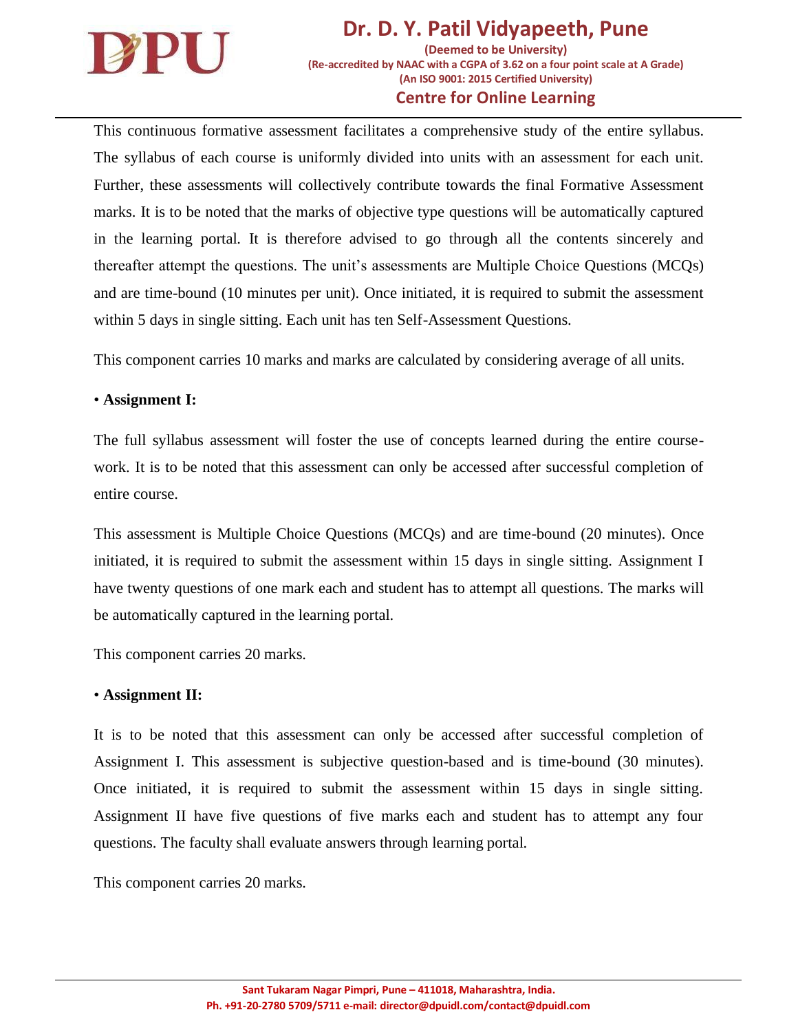This continuous formative assessment facilitates a comprehensive study of the entire syllabus. The syllabus of each course is uniformly divided into units with an assessment for each unit. Further, these assessments will collectively contribute towards the final Formative Assessment marks. It is to be noted that the marks of objective type questions will be automatically captured in the learning portal. It is therefore advised to go through all the contents sincerely and thereafter attempt the questions. The unit's assessments are Multiple Choice Questions (MCQs) and are time-bound (10 minutes per unit). Once initiated, it is required to submit the assessment within 5 days in single sitting. Each unit has ten Self-Assessment Questions.

This component carries 10 marks and marks are calculated by considering average of all units.

• **Assignment I:**

The full syllabus assessment will foster the use of concepts learned during the entire course-work. It is to be noted that this assessment can only be accessed after successful completion of entire course.

This assessment is Multiple Choice Questions (MCQs) and are time-bound (20 minutes). Once initiated, it is required to submit the assessment within 15 days in single sitting. Assignment I have twenty questions of one mark each and student has to attempt all questions. The marks will be automatically captured in the learning portal.

This component carries 20 marks.

• **Assignment II:**

It is to be noted that this assessment can only be accessed after successful completion of Assignment I. This assessment is subjective question-based and is time-bound (30 minutes). Once initiated, it is required to submit the assessment within 15 days in single sitting. Assignment II have five questions of five marks each and student has to attempt any four questions. The faculty shall evaluate answers through learning portal.

This component carries 20 marks.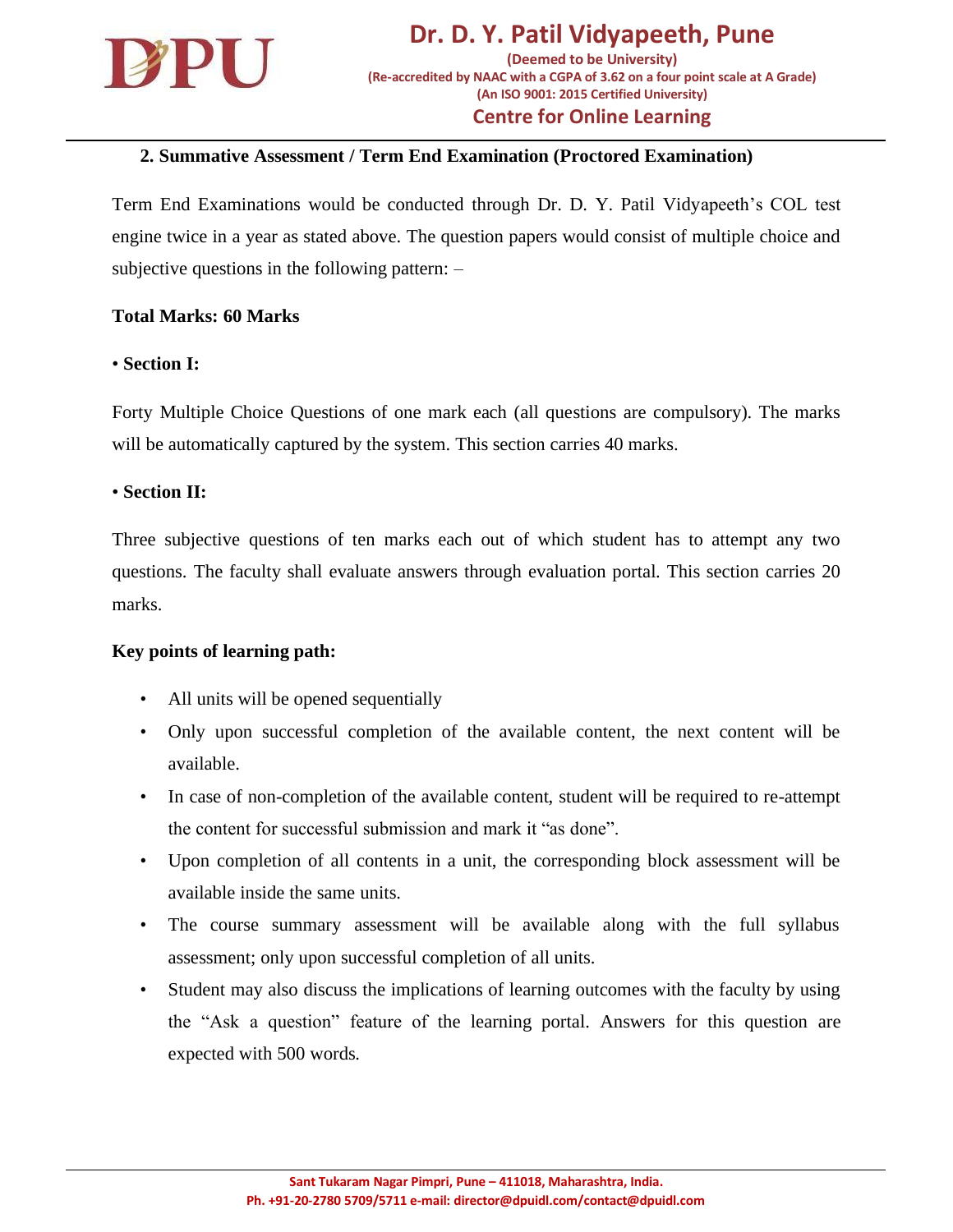### 2. Summative Assessment / Term End Examination (Proctored Examination)

Term End Examinations would be conducted through Dr. D. Y. Patil Vidyapeeth's COL test engine twice in a year as stated above. The question papers would consist of multiple choice and subjective questions in the following pattern: –

**Total Marks: 60 Marks**

• **Section I:**

Forty Multiple Choice Questions of one mark each (all questions are compulsory). The marks will be automatically captured by the system. This section carries 40 marks.

• **Section II:**

Three subjective questions of ten marks each out of which student has to attempt any two questions. The faculty shall evaluate answers through evaluation portal. This section carries 20 marks.

**Key points of learning path:**

- All units will be opened sequentially
- Only upon successful completion of the available content, the next content will be available.
- In case of non-completion of the available content, student will be required to re-attempt the content for successful submission and mark it "as done".
- Upon completion of all contents in a unit, the corresponding block assessment will be available inside the same units.
- The course summary assessment will be available along with the full syllabus assessment; only upon successful completion of all units.
- Student may also discuss the implications of learning outcomes with the faculty by using the "Ask a question" feature of the learning portal. Answers for this question are expected with 500 words.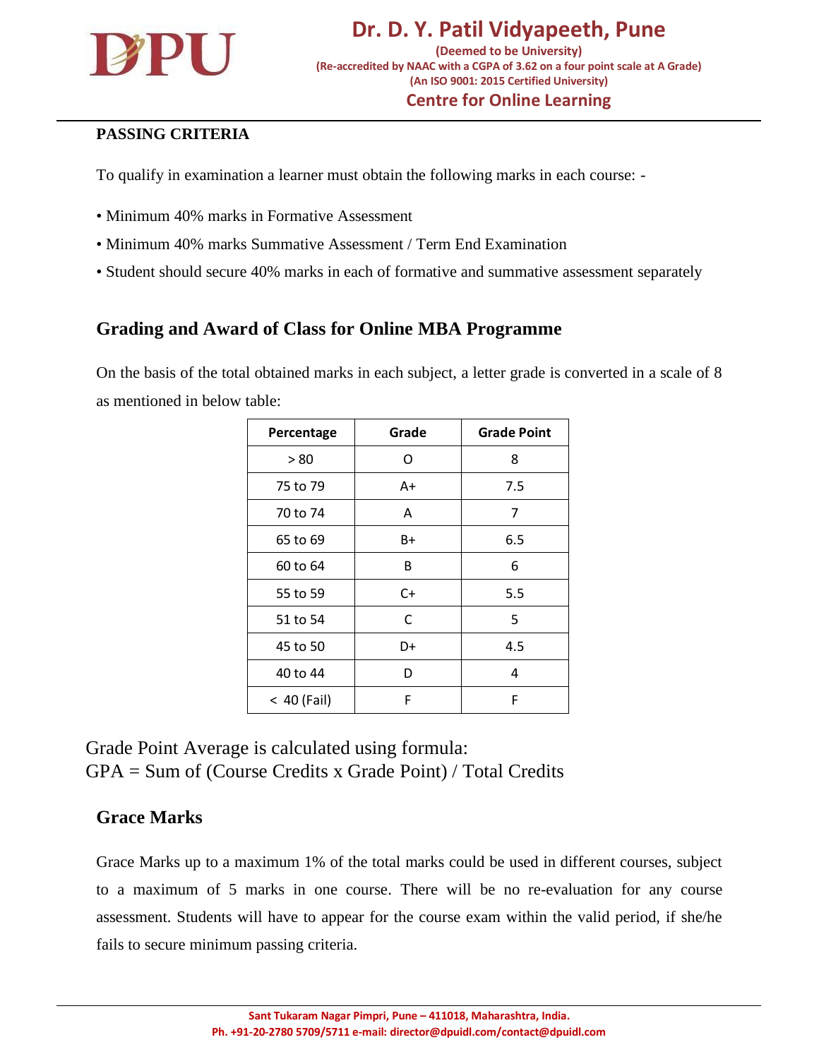## PASSING CRITERIA

To qualify in examination a learner must obtain the following marks in each course: -

- Minimum 40% marks in Formative Assessment
- Minimum 40% marks Summative Assessment / Term End Examination
- Student should secure 40% marks in each of formative and summative assessment separately

## Grading and Award of Class for Online MBA Programme

On the basis of the total obtained marks in each subject, a letter grade is converted in a scale of 8 as mentioned in below table:

| Percentage | Grade | Grade Point |
|---|---|---|
| > 80 | O | 8 |
| 75 to 79 | A+ | 7.5 |
| 70 to 74 | A | 7 |
| 65 to 69 | B+ | 6.5 |
| 60 to 64 | B | 6 |
| 55 to 59 | C+ | 5.5 |
| 51 to 54 | C | 5 |
| 45 to 50 | D+ | 4.5 |
| 40 to 44 | D | 4 |
| < 40 (Fail) | F | F |

Grade Point Average is calculated using formula:
GPA = Sum of (Course Credits x Grade Point) / Total Credits

## Grace Marks

Grace Marks up to a maximum 1% of the total marks could be used in different courses, subject to a maximum of 5 marks in one course. There will be no re-evaluation for any course assessment. Students will have to appear for the course exam within the valid period, if she/he fails to secure minimum passing criteria.